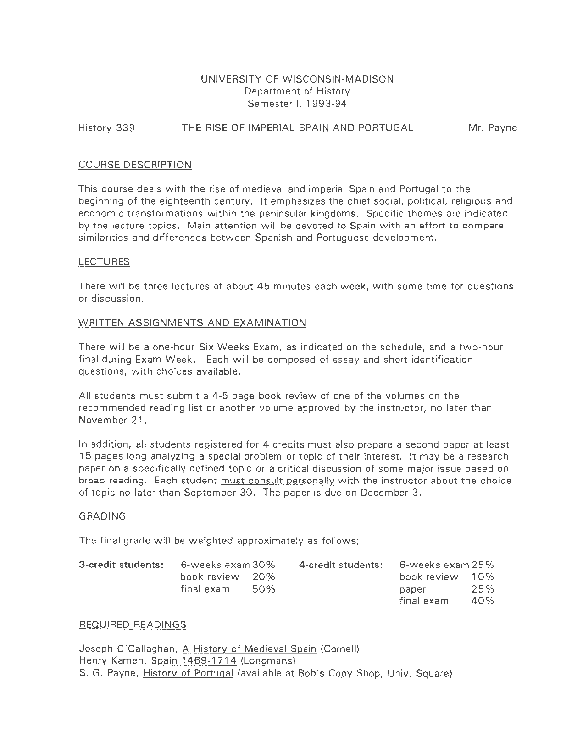UNIVERSITY OF WISCONSIN-MADISON
Department of History
Semester I, 1993-94

History 339 THE RISE OF IMPERIAL SPAIN AND PORTUGAL Mr. Payne

## COURSE DESCRIPTION

This course deals with the rise of medieval and imperial Spain and Portugal to the beginning of the eighteenth century. It emphasizes the chief social, political, religious and economic transformations within the peninsular kingdoms. Specific themes are indicated by the lecture topics. Main attention will be devoted to Spain with an effort to compare similarities and differences between Spanish and Portuguese development.

## LECTURES

There will be three lectures of about 45 minutes each week, with some time for questions or discussion.

## WRITTEN ASSIGNMENTS AND EXAMINATION

There will be a one-hour Six Weeks Exam, as indicated on the schedule, and a two-hour final during Exam Week. Each will be composed of essay and short identification questions, with choices available.

All students must submit a 4-5 page book review of one of the volumes on the recommended reading list or another volume approved by the instructor, no later than November 21.

In addition, all students registered for 4 credits must also prepare a second paper at least 15 pages long analyzing a special problem or topic of their interest. It may be a research paper on a specifically defined topic or a critical discussion of some major issue based on broad reading. Each student must consult personally with the instructor about the choice of topic no later than September 30. The paper is due on December 3.

## GRADING

The final grade will be weighted approximately as follows;

| **3-credit students:** | | | **4-credit students:** | | |
|---|---|---|---|---|---|
| | 6-weeks exam | 30% | | 6-weeks exam | 25% |
| | book review | 20% | | book review | 10% |
| | final exam | 50% | | paper | 25% |
| | | | | final exam | 40% |

## REQUIRED READINGS

Joseph O'Callaghan, A History of Medieval Spain (Cornell)
Henry Kamen, Spain 1469-1714 (Longmans)
S. G. Payne, History of Portugal (available at Bob's Copy Shop, Univ. Square)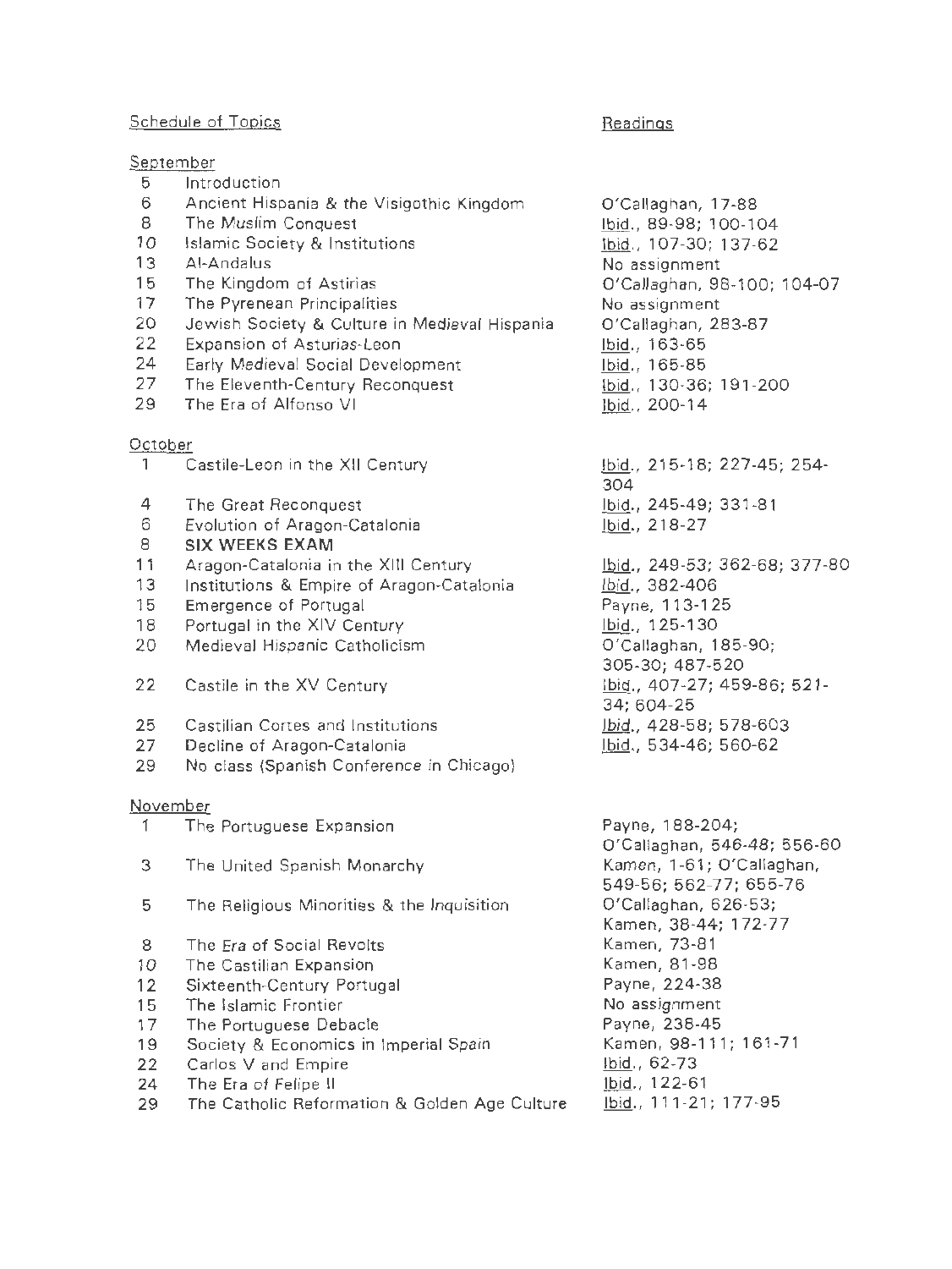| Schedule of Topics | | Readings |
|---|---|---|
| **September** | | |
| 5 | Introduction | |
| 6 | Ancient Hispania & the Visigothic Kingdom | O'Callaghan, 17-88 |
| 8 | The Muslim Conquest | Ibid., 89-98; 100-104 |
| 10 | Islamic Society & Institutions | Ibid., 107-30; 137-62 |
| 13 | Al-Andalus | No assignment |
| 15 | The Kingdom of Astirias | O'Callaghan, 98-100; 104-07 |
| 17 | The Pyrenean Principalities | No assignment |
| 20 | Jewish Society & Culture in Medieval Hispania | O'Callaghan, 283-87 |
| 22 | Expansion of Asturias-Leon | Ibid., 163-65 |
| 24 | Early Medieval Social Development | Ibid., 165-85 |
| 27 | The Eleventh-Century Reconquest | Ibid., 130-36; 191-200 |
| 29 | The Era of Alfonso VI | Ibid., 200-14 |
| **October** | | |
| 1 | Castile-Leon in the XII Century | Ibid., 215-18; 227-45; 254-304 |
| 4 | The Great Reconquest | Ibid., 245-49; 331-81 |
| 6 | Evolution of Aragon-Catalonia | Ibid., 218-27 |
| 8 | **SIX WEEKS EXAM** | |
| 11 | Aragon-Catalonia in the XIII Century | Ibid., 249-53; 362-68; 377-80 |
| 13 | Institutions & Empire of Aragon-Catalonia | Ibid., 382-406 |
| 15 | Emergence of Portugal | Payne, 113-125 |
| 18 | Portugal in the XIV Century | Ibid., 125-130 |
| 20 | Medieval Hispanic Catholicism | O'Callaghan, 185-90; 305-30; 487-520 |
| 22 | Castile in the XV Century | Ibid., 407-27; 459-86; 521-34; 604-25 |
| 25 | Castilian Cortes and Institutions | Ibid., 428-58; 578-603 |
| 27 | Decline of Aragon-Catalonia | Ibid., 534-46; 560-62 |
| 29 | No class (Spanish Conference in Chicago) | |
| **November** | | |
| 1 | The Portuguese Expansion | Payne, 188-204; O'Callaghan, 546-48; 556-60 |
| 3 | The United Spanish Monarchy | Kamen, 1-61; O'Callaghan, 549-56; 562-77; 655-76 |
| 5 | The Religious Minorities & the Inquisition | O'Callaghan, 626-53; Kamen, 38-44; 172-77 |
| 8 | The Era of Social Revolts | Kamen, 73-81 |
| 10 | The Castilian Expansion | Kamen, 81-98 |
| 12 | Sixteenth-Century Portugal | Payne, 224-38 |
| 15 | The Islamic Frontier | No assignment |
| 17 | The Portuguese Debacle | Payne, 238-45 |
| 19 | Society & Economics in Imperial Spain | Kamen, 98-111; 161-71 |
| 22 | Carlos V and Empire | Ibid., 62-73 |
| 24 | The Era of Felipe II | Ibid., 122-61 |
| 29 | The Catholic Reformation & Golden Age Culture | Ibid., 111-21; 177-95 |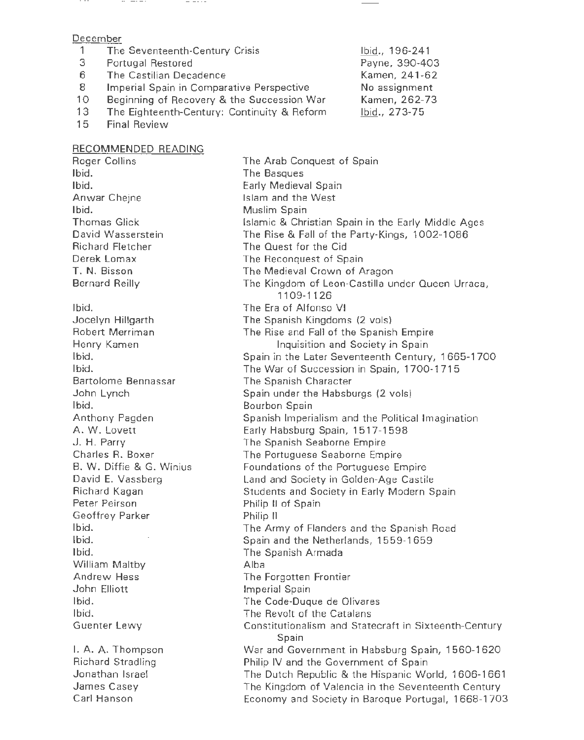December

| | | |
|---|---|---|
| 1 | The Seventeenth-Century Crisis | Ibid., 196-241 |
| 3 | Portugal Restored | Payne, 390-403 |
| 6 | The Castilian Decadence | Kamen, 241-62 |
| 8 | Imperial Spain in Comparative Perspective | No assignment |
| 10 | Beginning of Recovery & the Succession War | Kamen, 262-73 |
| 13 | The Eighteenth-Century: Continuity & Reform | Ibid., 273-75 |
| 15 | Final Review | |

RECOMMENDED READING

| | |
|---|---|
| Roger Collins | The Arab Conquest of Spain |
| Ibid. | The Basques |
| Ibid. | Early Medieval Spain |
| Anwar Chejne | Islam and the West |
| Ibid. | Muslim Spain |
| Thomas Glick | Islamic & Christian Spain in the Early Middle Ages |
| David Wasserstein | The Rise & Fall of the Party-Kings, 1002-1086 |
| Richard Fletcher | The Quest for the Cid |
| Derek Lomax | The Reconquest of Spain |
| T. N. Bisson | The Medieval Crown of Aragon |
| Bernard Reilly | The Kingdom of Leon-Castilla under Queen Urraca, 1109-1126 |
| Ibid. | The Era of Alfonso VI |
| Jocelyn Hillgarth | The Spanish Kingdoms (2 vols) |
| Robert Merriman | The Rise and Fall of the Spanish Empire |
| Henry Kamen | Inquisition and Society in Spain |
| Ibid. | Spain in the Later Seventeenth Century, 1665-1700 |
| Ibid. | The War of Succession in Spain, 1700-1715 |
| Bartolome Bennassar | The Spanish Character |
| John Lynch | Spain under the Habsburgs (2 vols) |
| Ibid. | Bourbon Spain |
| Anthony Pagden | Spanish Imperialism and the Political Imagination |
| A. W. Lovett | Early Habsburg Spain, 1517-1598 |
| J. H. Parry | The Spanish Seaborne Empire |
| Charles R. Boxer | The Portuguese Seaborne Empire |
| B. W. Diffie & G. Winius | Foundations of the Portuguese Empire |
| David E. Vassberg | Land and Society in Golden-Age Castile |
| Richard Kagan | Students and Society in Early Modern Spain |
| Peter Peirson | Philip II of Spain |
| Geoffrey Parker | Philip II |
| Ibid. | The Army of Flanders and the Spanish Road |
| Ibid. | Spain and the Netherlands, 1559-1659 |
| Ibid. | The Spanish Armada |
| William Maltby | Alba |
| Andrew Hess | The Forgotten Frontier |
| John Elliott | Imperial Spain |
| Ibid. | The Code-Duque de Olivares |
| Ibid. | The Revolt of the Catalans |
| Guenter Lewy | Constitutionalism and Statecraft in Sixteenth-Century Spain |
| I. A. A. Thompson | War and Government in Habsburg Spain, 1560-1620 |
| Richard Stradling | Philip IV and the Government of Spain |
| Jonathan Israel | The Dutch Republic & the Hispanic World, 1606-1661 |
| James Casey | The Kingdom of Valencia in the Seventeenth Century |
| Carl Hanson | Economy and Society in Baroque Portugal, 1668-1703 |